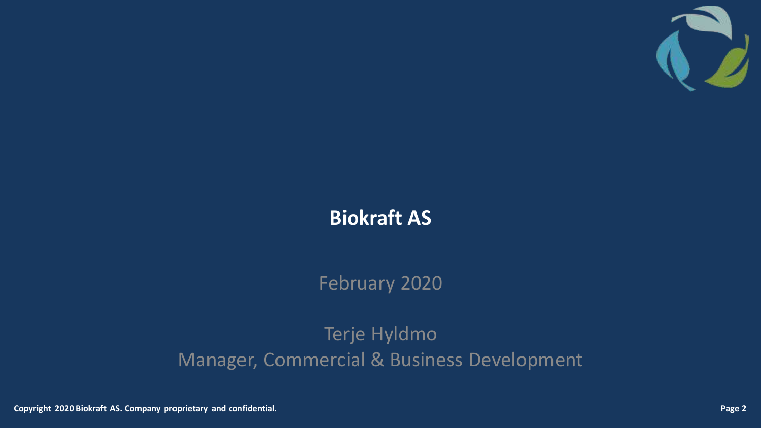# Biokraft AS

February 2020

Terje Hyldmo
Manager, Commercial & Business Development

Copyright 2020 Biokraft AS. Company proprietary and confidential.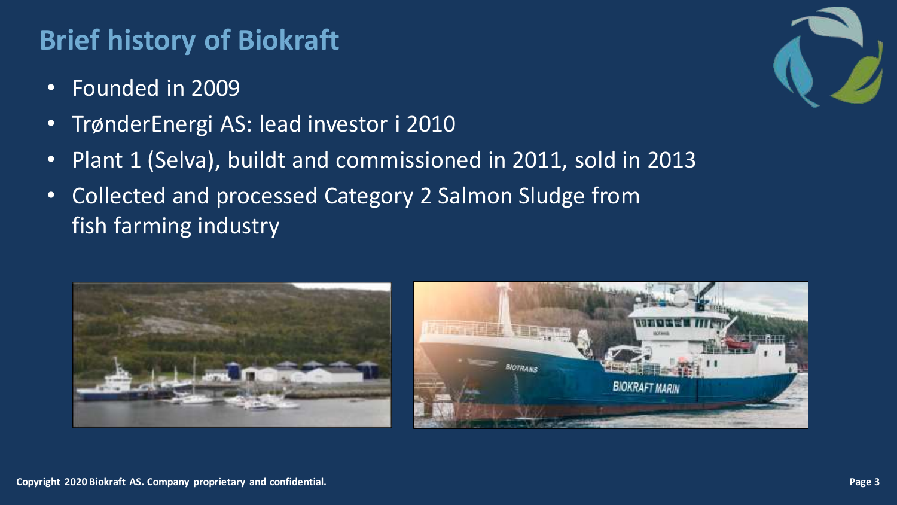# Brief history of Biokraft

- Founded in 2009
- TrønderEnergi AS: lead investor i 2010
- Plant 1 (Selva), buildt and commissioned in 2011, sold in 2013
- Collected and processed Category 2 Salmon Sludge from fish farming industry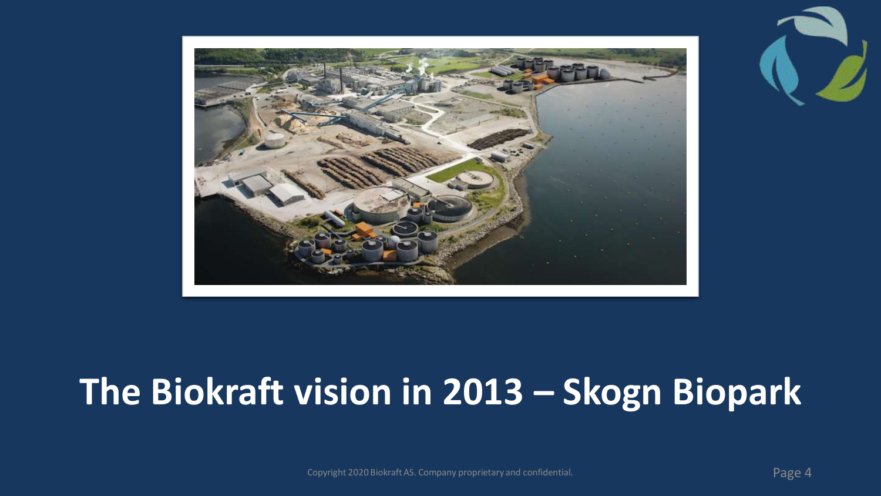# The Biokraft vision in 2013 – Skogn Biopark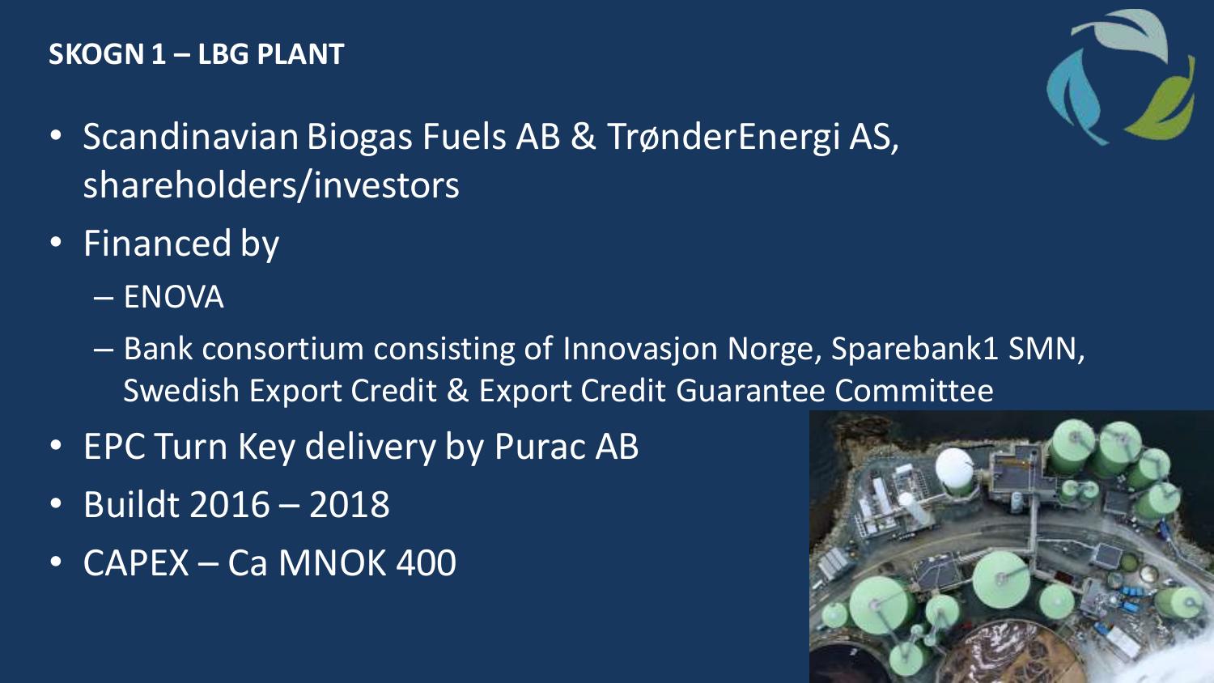## SKOGN 1 – LBG PLANT

- Scandinavian Biogas Fuels AB & TrønderEnergi AS, shareholders/investors
- Financed by
  - ENOVA
  - Bank consortium consisting of Innovasjon Norge, Sparebank1 SMN, Swedish Export Credit & Export Credit Guarantee Committee
- EPC Turn Key delivery by Purac AB
- Buildt 2016 – 2018
- CAPEX – Ca MNOK 400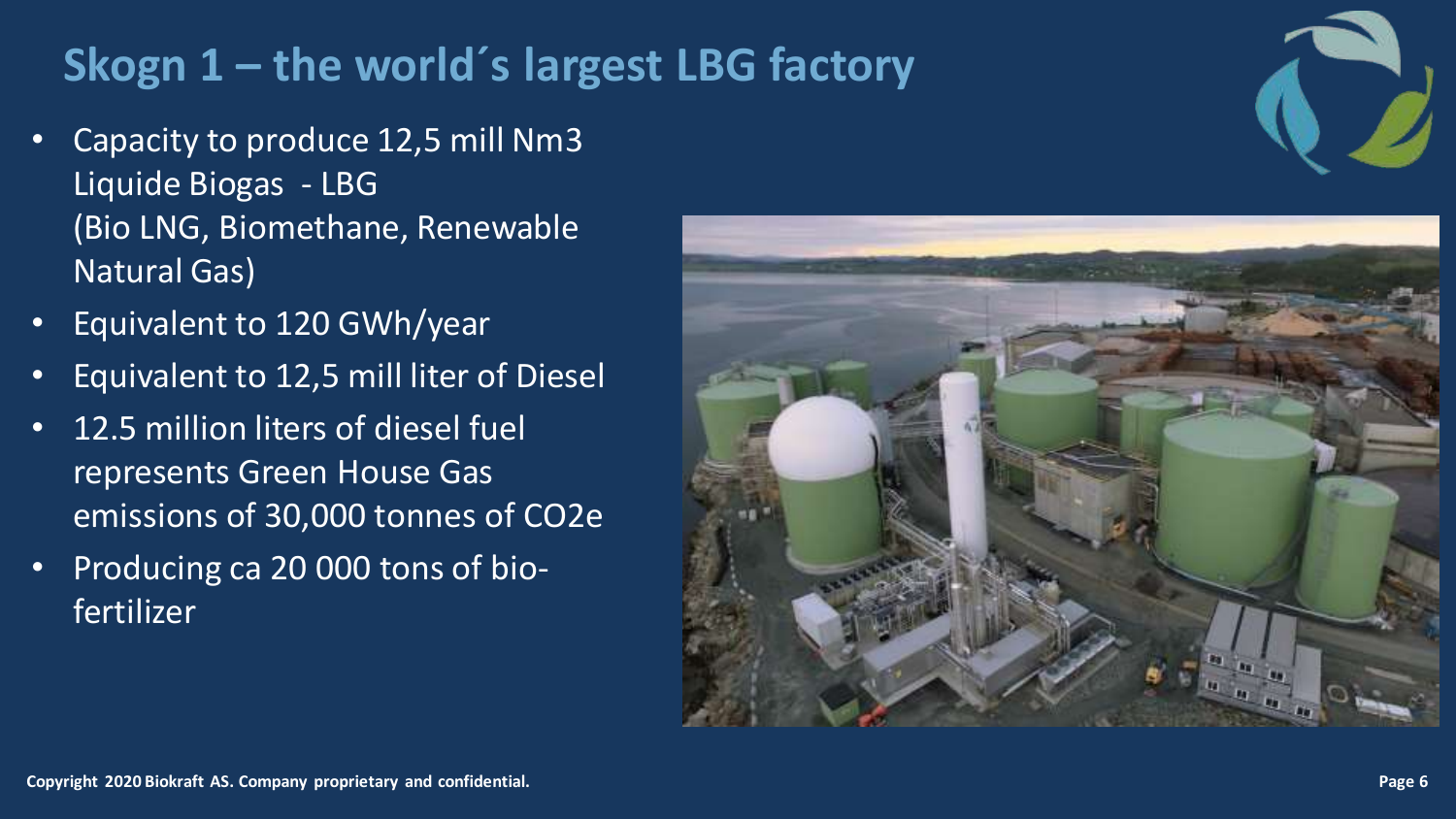# Skogn 1 – the world´s largest LBG factory

- Capacity to produce 12,5 mill Nm3 Liquide Biogas - LBG (Bio LNG, Biomethane, Renewable Natural Gas)
- Equivalent to 120 GWh/year
- Equivalent to 12,5 mill liter of Diesel
- 12.5 million liters of diesel fuel represents Green House Gas emissions of 30,000 tonnes of $CO_2e$
- Producing ca 20 000 tons of bio-fertilizer

Copyright 2020 Biokraft AS. Company proprietary and confidential.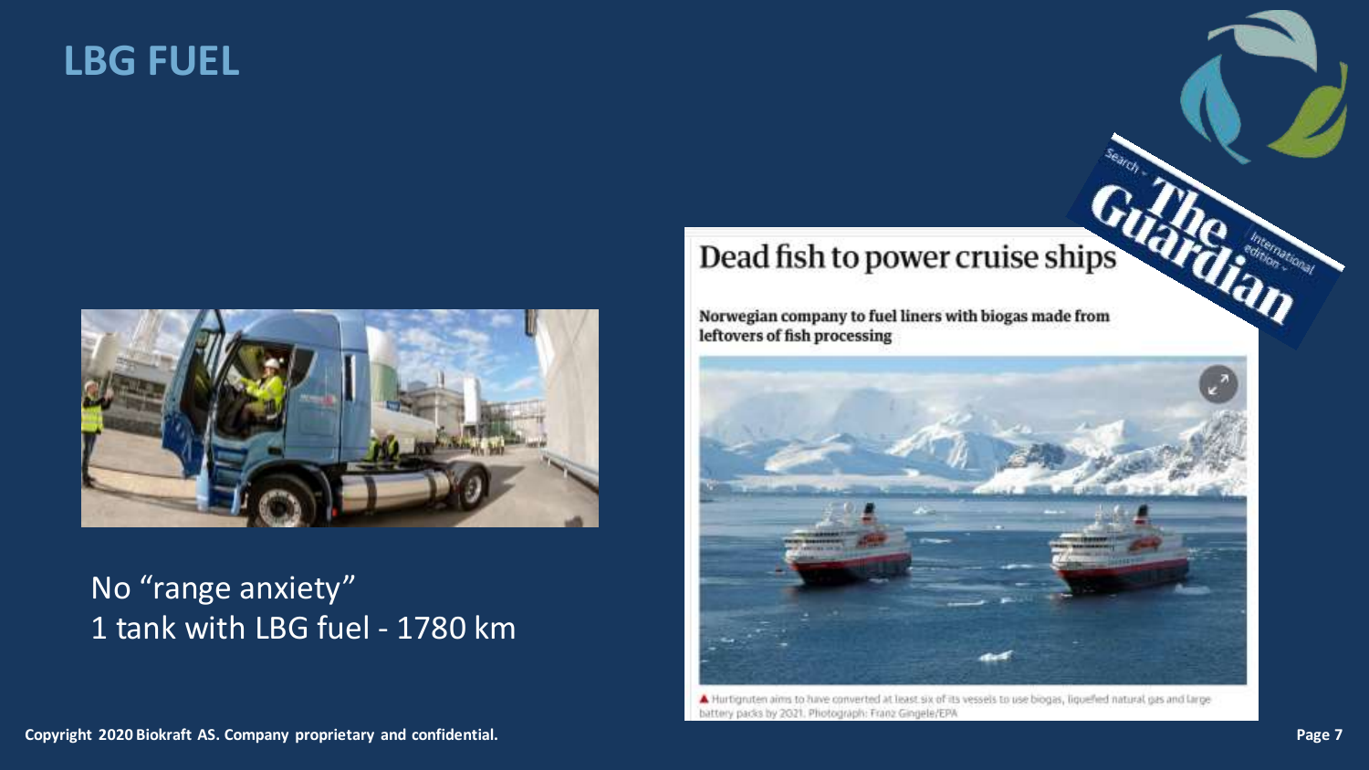# LBG FUEL

No “range anxiety”
1 tank with LBG fuel - 1780 km

The Guardian

## Dead fish to power cruise ships

**Norwegian company to fuel liners with biogas made from leftovers of fish processing**

▲ Hurtigruten aims to have converted at least six of its vessels to use biogas, liquefied natural gas and large battery packs by 2021. Photograph: Franz Gingele/EPA

Copyright 2020 Biokraft AS. Company proprietary and confidential.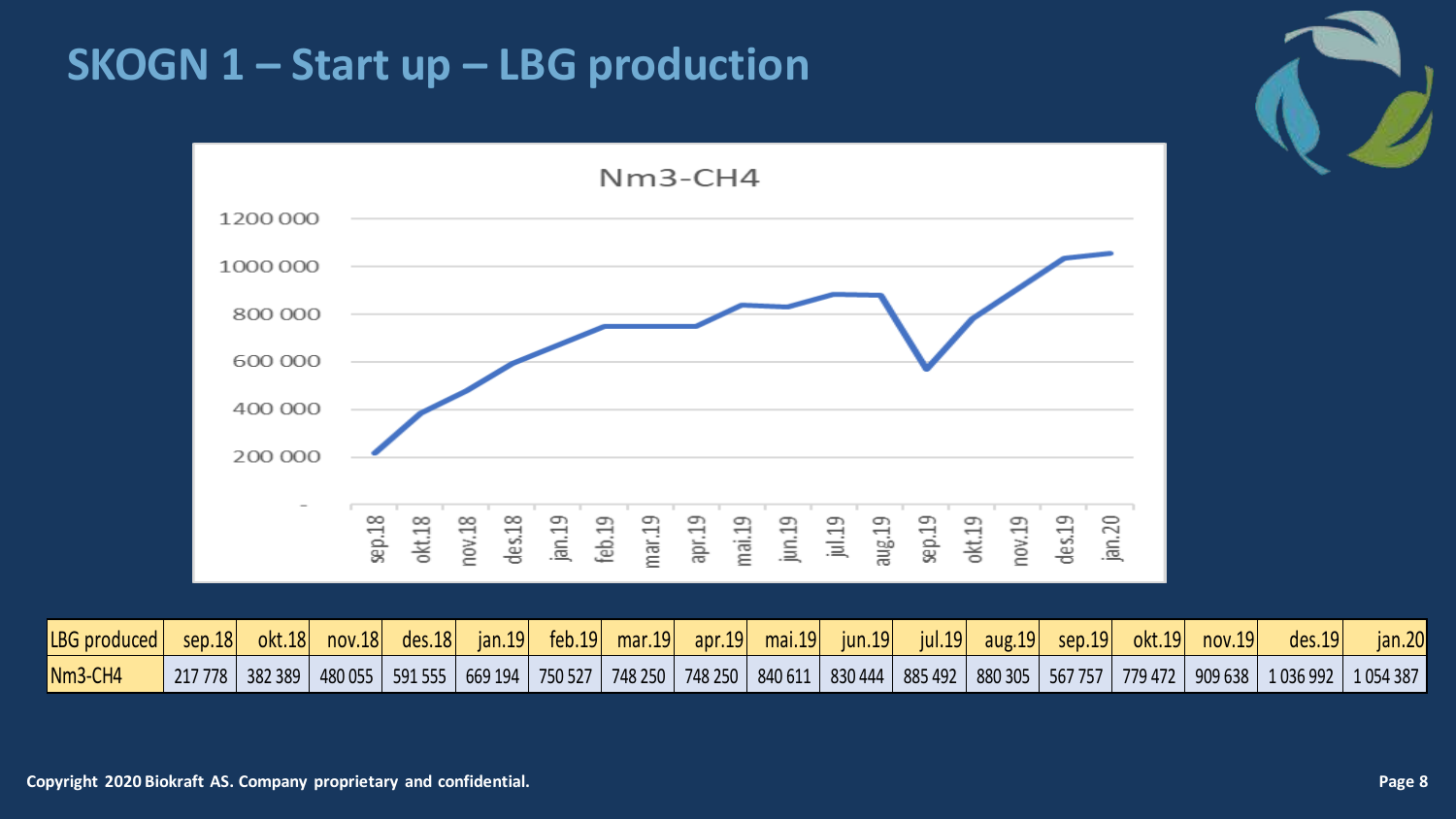# SKOGN 1 – Start up – LBG production

| LBG produced | sep.18 | okt.18 | nov.18 | des.18 | jan.19 | feb.19 | mar.19 | apr.19 | mai.19 | jun.19 | jul.19 | aug.19 | sep.19 | okt.19 | nov.19 | des.19 | jan.20 |
|---|---|---|---|---|---|---|---|---|---|---|---|---|---|---|---|---|---|
| Nm3-CH4 | 217 778 | 382 389 | 480 055 | 591 555 | 669 194 | 750 527 | 748 250 | 748 250 | 840 611 | 830 444 | 885 492 | 880 305 | 567 757 | 779 472 | 909 638 | 1 036 992 | 1 054 387 |

Copyright 2020 Biokraft AS. Company proprietary and confidential.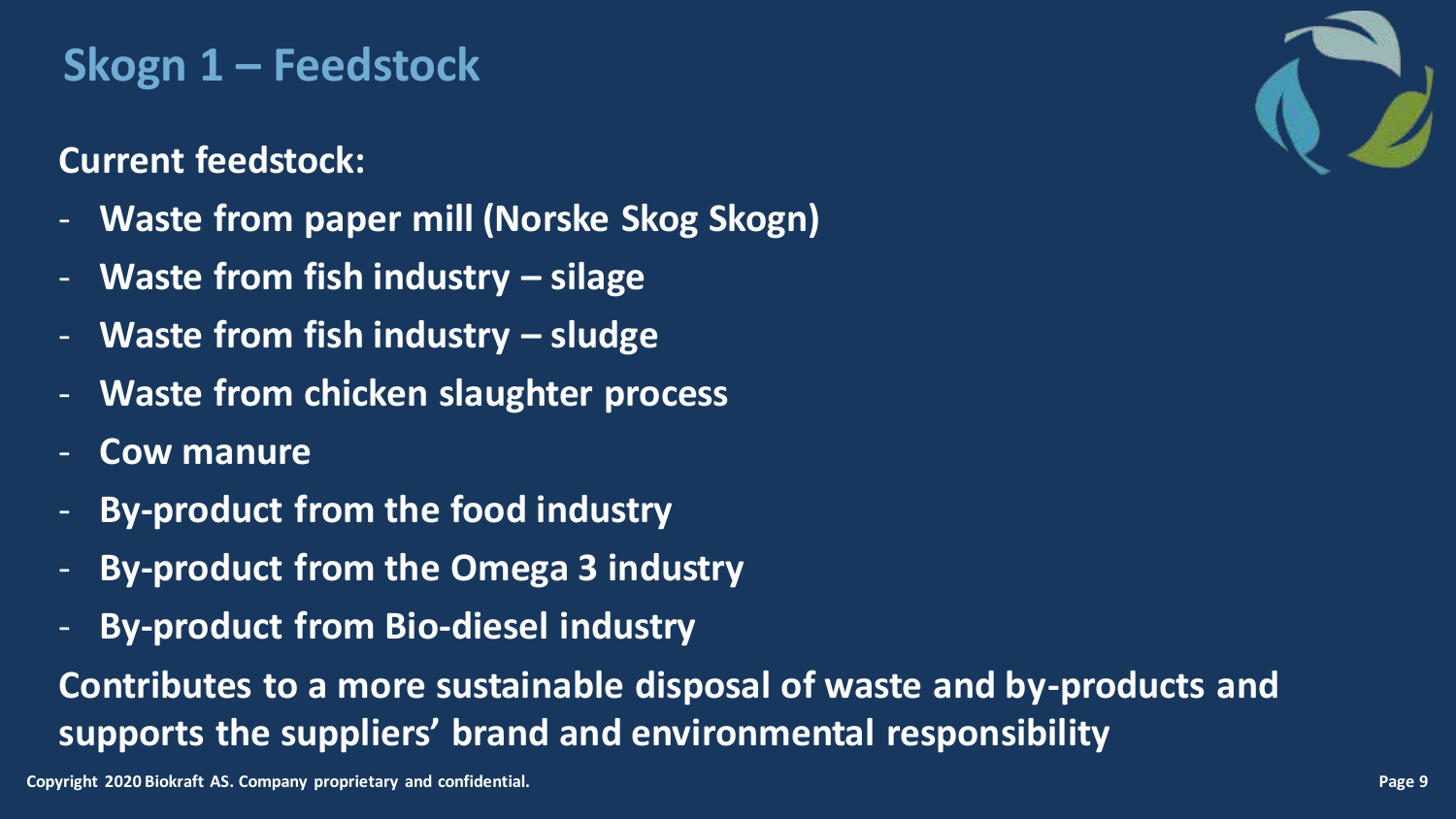# Skogn 1 – Feedstock

**Current feedstock:**

- **Waste from paper mill (Norske Skog Skogn)**
- **Waste from fish industry – silage**
- **Waste from fish industry – sludge**
- **Waste from chicken slaughter process**
- **Cow manure**
- **By-product from the food industry**
- **By-product from the Omega 3 industry**
- **By-product from Bio-diesel industry**

**Contributes to a more sustainable disposal of waste and by-products and supports the suppliers' brand and environmental responsibility**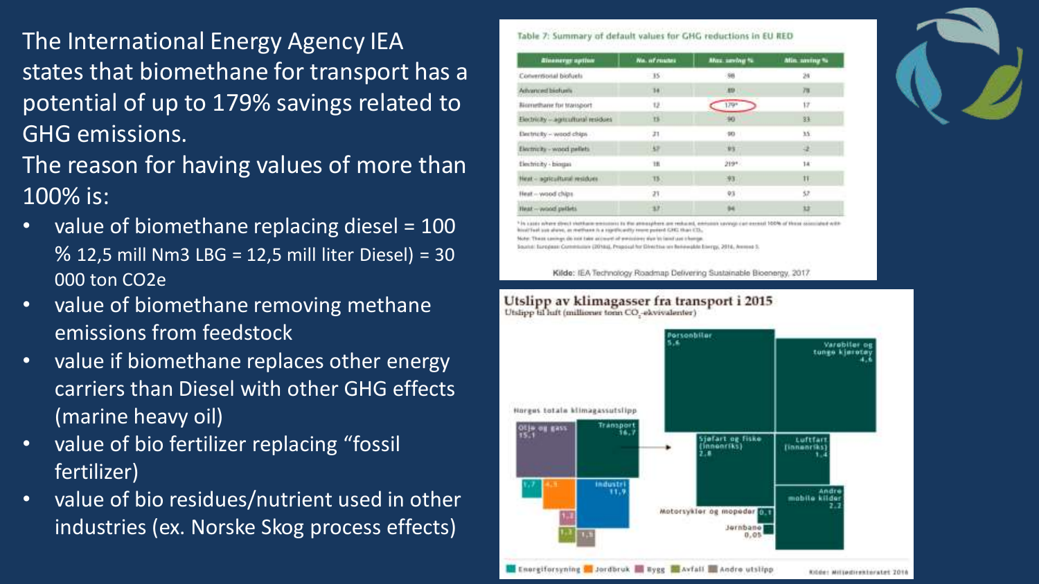The International Energy Agency IEA states that biomethane for transport has a potential of up to 179% savings related to GHG emissions.

The reason for having values of more than 100% is:

- value of biomethane replacing diesel = 100 % 12,5 mill Nm3 LBG = 12,5 mill liter Diesel) = 30 000 ton CO2e
- value of biomethane removing methane emissions from feedstock
- value if biomethane replaces other energy carriers than Diesel with other GHG effects (marine heavy oil)
- value of bio fertilizer replacing "fossil fertilizer)
- value of bio residues/nutrient used in other industries (ex. Norske Skog process effects)

Table 7: Summary of default values for GHG reductions in EU RED

| Bioenergy option | No. of routes | Max. saving % | Min. saving % |
|---|---|---|---|
| Conventional biofuels | 35 | 98 | 24 |
| Advanced biofuels | 14 | 89 | 78 |
| Biomethane for transport | 12 | 179* | 17 |
| Electricity – agricultural residues | 15 | 90 | 33 |
| Electricity – wood chips | 21 | 90 | 35 |
| Electricity – wood pellets | 57 | 95 | -2 |
| Electricity - biogas | 18 | 219* | 14 |
| Heat – agricultural residues | 15 | 93 | 11 |
| Heat – wood chips | 21 | 93 | 57 |
| Heat – wood pellets | 57 | 94 | 32 |

\* In cases where direct methane emissions to the atmosphere are reduced, emission savings can exceed 100% of those associated with fossil fuel use alone, as methane is a significantly more potent GHG than $CO_2$.

Note: These savings do not take account of emissions due to land use change.

Source: European Commission (2016a), Proposal for Directive on Renewable Energy, 2016, Annex 5.

Kilde: IEA Technology Roadmap Delivering Sustainable Bioenergy, 2017

**Utslipp av klimagasser fra transport i 2015**

Utslipp til luft (millioner tonn $CO_2$-ekvivalenter)

Kilde: Miljødirektoratet 2016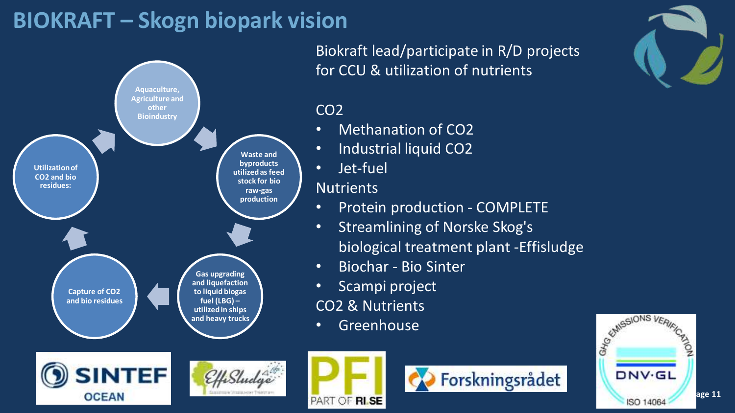# BIOKRAFT – Skogn biopark vision

- Aquaculture, Agriculture and other Bioindustry
- Waste and byproducts utilized as feed stock for bio raw-gas production
- Gas upgrading and liquefaction to liquid biogas fuel (LBG) – utilized in ships and heavy trucks
- Capture of $CO_2$ and bio residues
- Utilization of $CO_2$ and bio residues:

Biokraft lead/participate in R/D projects for CCU & utilization of nutrients

$CO_2$

- Methanation of $CO_2$
- Industrial liquid $CO_2$
- Jet-fuel

Nutrients

- Protein production - COMPLETE
- Streamlining of Norske Skog's biological treatment plant -Effisludge
- Biochar - Bio Sinter
- Scampi project

$CO_2$ & Nutrients

- Greenhouse

SINTEF OCEAN | EffiSludge | PFI PART OF RISE | Forskningsrådet | GHG EMISSIONS VERIFICATION DNV·GL ISO 14064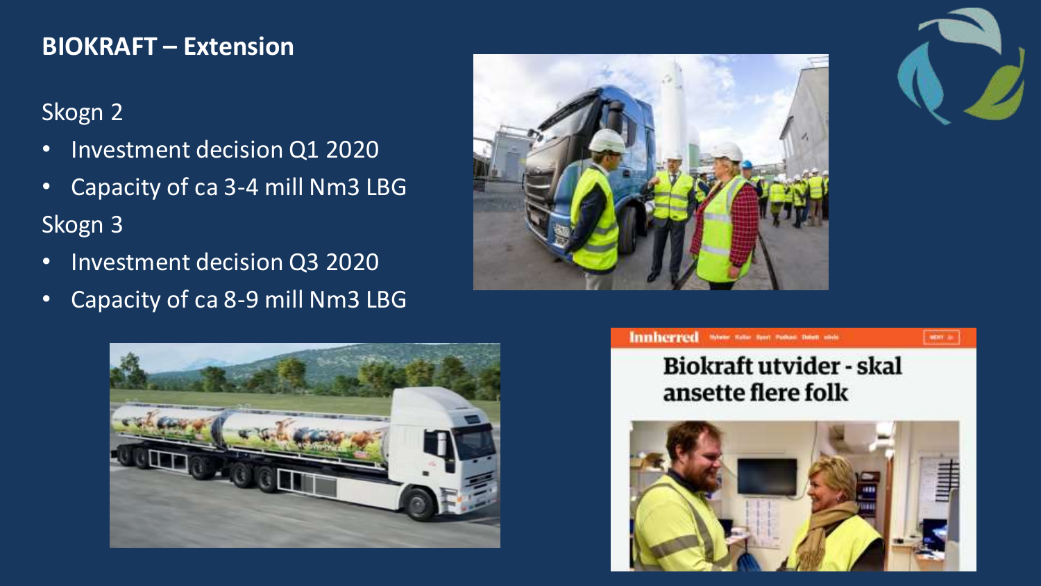## BIOKRAFT – Extension

Skogn 2

- Investment decision Q1 2020
- Capacity of ca 3-4 mill Nm3 LBG

Skogn 3

- Investment decision Q3 2020
- Capacity of ca 8-9 mill Nm3 LBG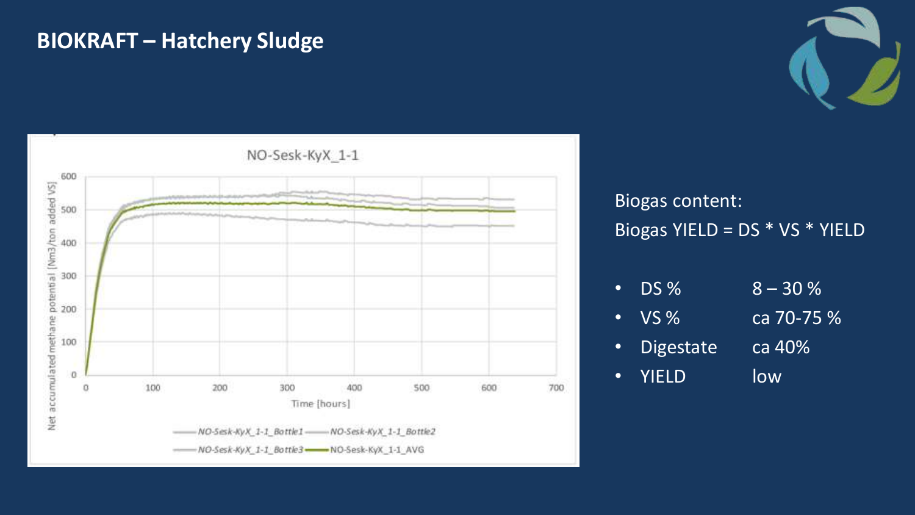# BIOKRAFT – Hatchery Sludge

Biogas content:

Biogas YIELD = DS * VS * YIELD

- DS % 8 – 30 %
- VS % ca 70-75 %
- Digestate ca 40%
- YIELD low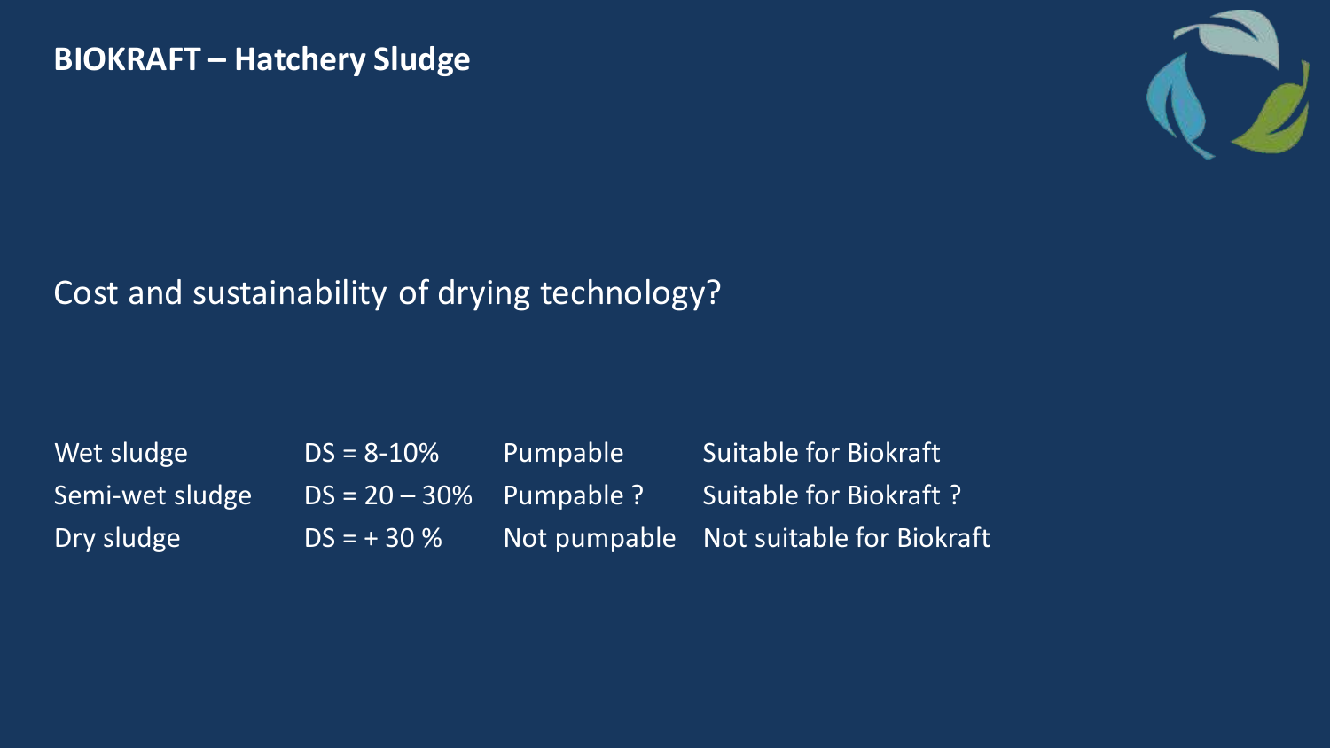# BIOKRAFT – Hatchery Sludge

Cost and sustainability of drying technology?

| | | | |
|---|---|---|---|
| Wet sludge | DS = 8-10% | Pumpable | Suitable for Biokraft |
| Semi-wet sludge | DS = 20 – 30% | Pumpable ? | Suitable for Biokraft ? |
| Dry sludge | DS = + 30 % | Not pumpable | Not suitable for Biokraft |